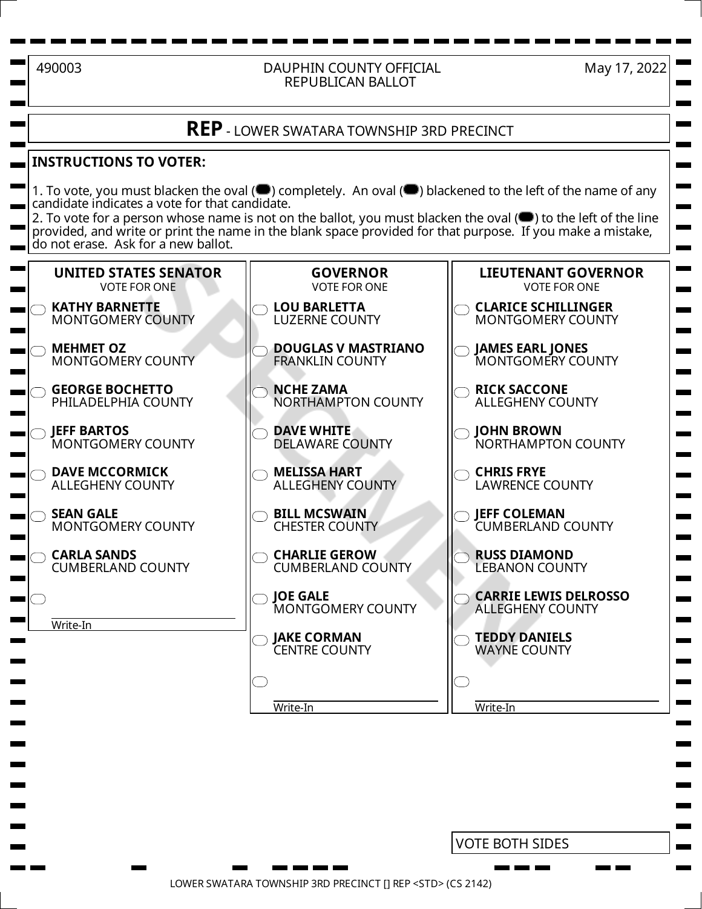490003

DAUPHIN COUNTY OFFICIAL
REPUBLICAN BALLOT

May 17, 2022

# REP - LOWER SWATARA TOWNSHIP 3RD PRECINCT

**INSTRUCTIONS TO VOTER:**

1. To vote, you must blacken the oval (⬬) completely. An oval (⬬) blackened to the left of the name of any candidate indicates a vote for that candidate.
2. To vote for a person whose name is not on the ballot, you must blacken the oval (⬬) to the left of the line provided, and write or print the name in the blank space provided for that purpose. If you make a mistake, do not erase. Ask for a new ballot.

## UNITED STATES SENATOR
VOTE FOR ONE

- **KATHY BARNETTE** MONTGOMERY COUNTY
- **MEHMET OZ** MONTGOMERY COUNTY
- **GEORGE BOCHETTO** PHILADELPHIA COUNTY
- **JEFF BARTOS** MONTGOMERY COUNTY
- **DAVE MCCORMICK** ALLEGHENY COUNTY
- **SEAN GALE** MONTGOMERY COUNTY
- **CARLA SANDS** CUMBERLAND COUNTY
- Write-In

## GOVERNOR
VOTE FOR ONE

- **LOU BARLETTA** LUZERNE COUNTY
- **DOUGLAS V MASTRIANO** FRANKLIN COUNTY
- **NCHE ZAMA** NORTHAMPTON COUNTY
- **DAVE WHITE** DELAWARE COUNTY
- **MELISSA HART** ALLEGHENY COUNTY
- **BILL MCSWAIN** CHESTER COUNTY
- **CHARLIE GEROW** CUMBERLAND COUNTY
- **JOE GALE** MONTGOMERY COUNTY
- **JAKE CORMAN** CENTRE COUNTY
- Write-In

## LIEUTENANT GOVERNOR
VOTE FOR ONE

- **CLARICE SCHILLINGER** MONTGOMERY COUNTY
- **JAMES EARL JONES** MONTGOMERY COUNTY
- **RICK SACCONE** ALLEGHENY COUNTY
- **JOHN BROWN** NORTHAMPTON COUNTY
- **CHRIS FRYE** LAWRENCE COUNTY
- **JEFF COLEMAN** CUMBERLAND COUNTY
- **RUSS DIAMOND** LEBANON COUNTY
- **CARRIE LEWIS DELROSSO** ALLEGHENY COUNTY
- **TEDDY DANIELS** WAYNE COUNTY
- Write-In

VOTE BOTH SIDES

LOWER SWATARA TOWNSHIP 3RD PRECINCT [] REP <STD> (CS 2142)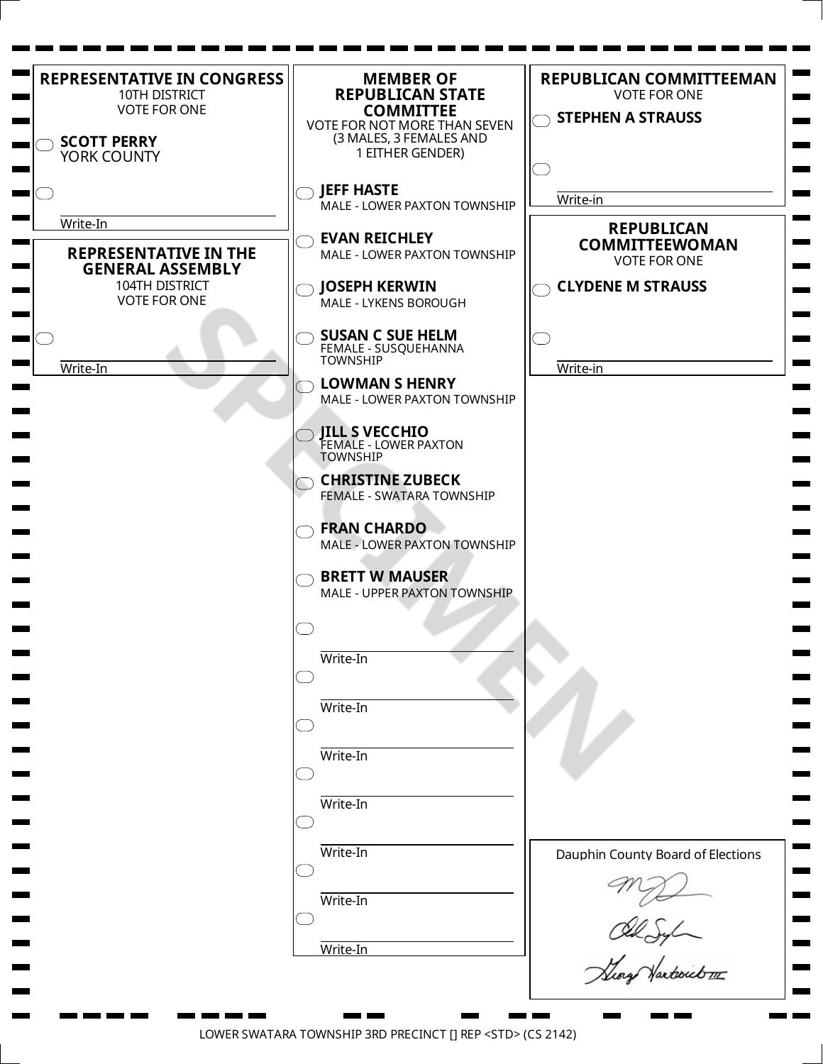## REPRESENTATIVE IN CONGRESS

10TH DISTRICT
VOTE FOR ONE

- SCOTT PERRY
  YORK COUNTY
- Write-In

## REPRESENTATIVE IN THE GENERAL ASSEMBLY

104TH DISTRICT
VOTE FOR ONE

- Write-In

## MEMBER OF REPUBLICAN STATE COMMITTEE

VOTE FOR NOT MORE THAN SEVEN
(3 MALES, 3 FEMALES AND
1 EITHER GENDER)

- JEFF HASTE
  MALE - LOWER PAXTON TOWNSHIP
- EVAN REICHLEY
  MALE - LOWER PAXTON TOWNSHIP
- JOSEPH KERWIN
  MALE - LYKENS BOROUGH
- SUSAN C SUE HELM
  FEMALE - SUSQUEHANNA TOWNSHIP
- LOWMAN S HENRY
  MALE - LOWER PAXTON TOWNSHIP
- JILL S VECCHIO
  FEMALE - LOWER PAXTON TOWNSHIP
- CHRISTINE ZUBECK
  FEMALE - SWATARA TOWNSHIP
- FRAN CHARDO
  MALE - LOWER PAXTON TOWNSHIP
- BRETT W MAUSER
  MALE - UPPER PAXTON TOWNSHIP
- Write-In
- Write-In
- Write-In
- Write-In
- Write-In
- Write-In
- Write-In

## REPUBLICAN COMMITTEEMAN

VOTE FOR ONE

- STEPHEN A STRAUSS
- Write-in

## REPUBLICAN COMMITTEEWOMAN

VOTE FOR ONE

- CLYDENE M STRAUSS
- Write-in

SPECIMEN

Dauphin County Board of Elections

LOWER SWATARA TOWNSHIP 3RD PRECINCT [] REP <STD> (CS 2142)